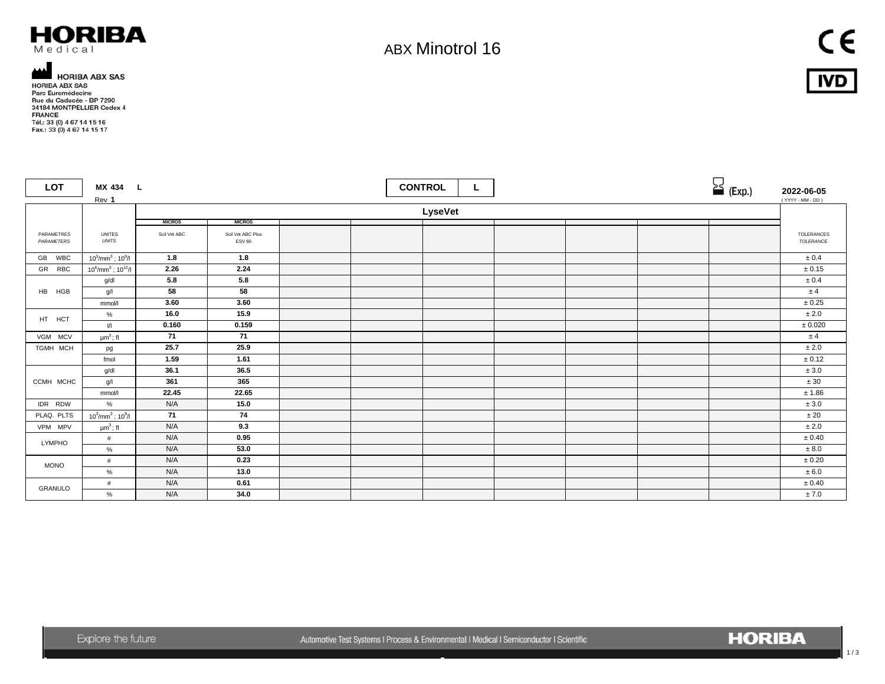HORIBA
Medical

HORIBA ABX SAS
HORIBA ABX SAS
Parc Euromédecine
Rue du Caducée - BP 7290
34184 MONTPELLIER Cedex 4
FRANCE
Tél.: 33 (0) 4 67 14 15 16
Fax.: 33 (0) 4 67 14 15 17

# ABX Minotrol 16

CE IVD

| LOT | MX 434 L Rev 1 | CONTROL | L | (Exp.) | 2022-06-05 (YYYY - MM - DD) |
|---|---|---|---|---|---|

| PARAMETRES *PARAMETERS* | UNITES *UNITS* | LyseVet MICROS Scil Vet ABC | MICROS Scil Vet ABC Plus ESV 60 | | | | | | | | TOLERANCES *TOLERANCE* |
|---|---|---|---|---|---|---|---|---|---|---|---|
| GB WBC | $10^3/mm^3$ ; $10^9/l$ | **1.8** | **1.8** | | | | | | | | ± 0.4 |
| GR RBC | $10^6/mm^3$ ; $10^{12}/l$ | **2.26** | **2.24** | | | | | | | | ± 0.15 |
| HB HGB | g/dl | **5.8** | **5.8** | | | | | | | | ± 0.4 |
| | g/l | **58** | **58** | | | | | | | | ± 4 |
| | mmol/l | **3.60** | **3.60** | | | | | | | | ± 0.25 |
| HT HCT | % | **16.0** | **15.9** | | | | | | | | ± 2.0 |
| | l/l | **0.160** | **0.159** | | | | | | | | ± 0.020 |
| VGM MCV | $\mu m^3$ ; fl | **71** | **71** | | | | | | | | ± 4 |
| TGMH MCH | pg | **25.7** | **25.9** | | | | | | | | ± 2.0 |
| | fmol | **1.59** | **1.61** | | | | | | | | ± 0.12 |
| CCMH MCHC | g/dl | **36.1** | **36.5** | | | | | | | | ± 3.0 |
| | g/l | **361** | **365** | | | | | | | | ± 30 |
| | mmol/l | **22.45** | **22.65** | | | | | | | | ± 1.86 |
| IDR RDW | % | N/A | **15.0** | | | | | | | | ± 3.0 |
| PLAQ. PLTS | $10^3/mm^3$ ; $10^9/l$ | **71** | **74** | | | | | | | | ± 20 |
| VPM MPV | $\mu m^3$ ; fl | N/A | **9.3** | | | | | | | | ± 2.0 |
| LYMPHO | # | N/A | **0.95** | | | | | | | | ± 0.40 |
| | % | N/A | **53.0** | | | | | | | | ± 8.0 |
| MONO | # | N/A | **0.23** | | | | | | | | ± 0.20 |
| | % | N/A | **13.0** | | | | | | | | ± 6.0 |
| GRANULO | # | N/A | **0.61** | | | | | | | | ± 0.40 |
| | % | N/A | **34.0** | | | | | | | | ± 7.0 |

Explore the future

Automotive Test Systems I Process & Environmental I Medical I Semiconductor I Scientific

HORIBA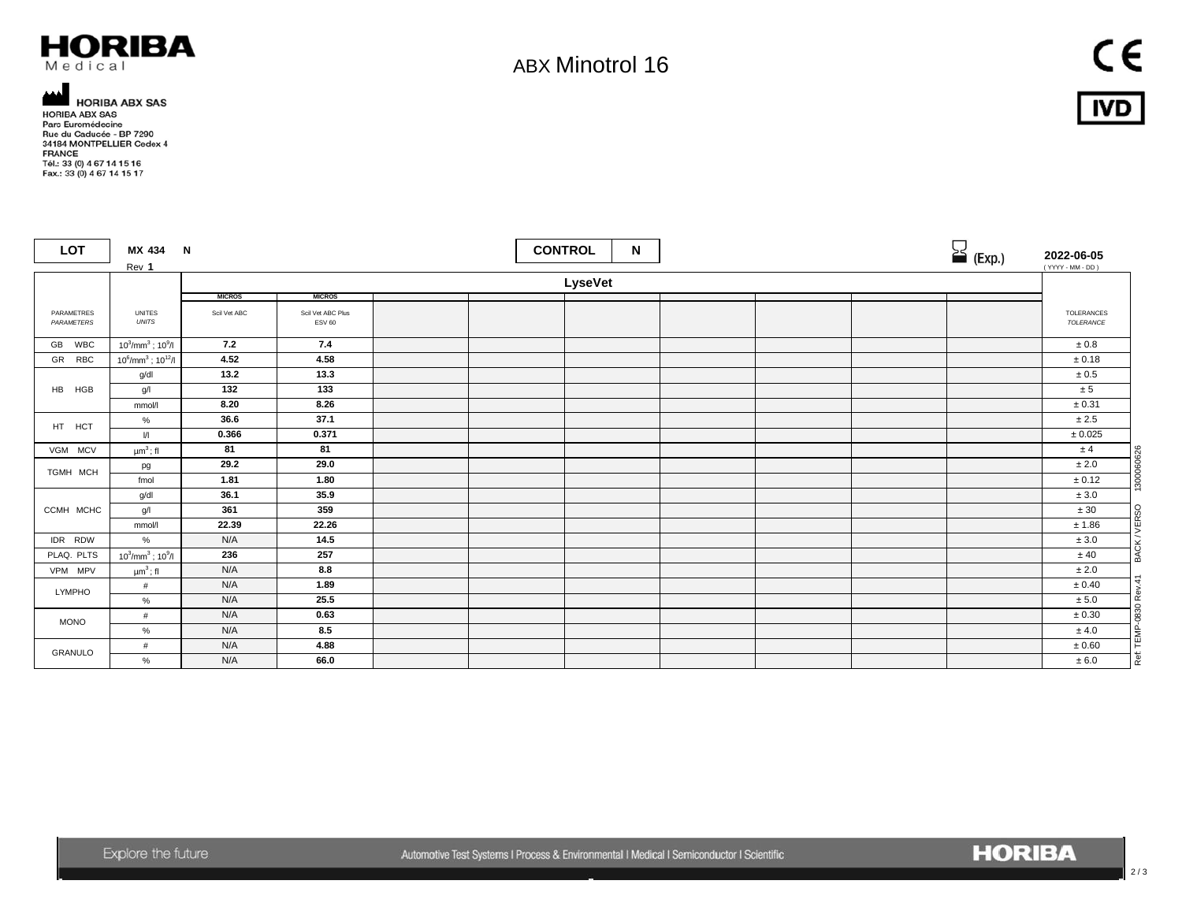**HORIBA** Medical

# ABX Minotrol 16

CE IVD

HORIBA ABX SAS
HORIBA ABX SAS
Parc Euromédecine
Rue du Caducée - BP 7290
34184 MONTPELLIER Cedex 4
FRANCE
Tél.: 33 (0) 4 67 14 15 16
Fax.: 33 (0) 4 67 14 15 17

| LOT | MX 434 N Rev 1 | CONTROL | N | (Exp.) | 2022-06-05 (YYYY - MM - DD) |
|---|---|---|---|---|---|

| | | LyseVet | | | | | | | | | |
|---|---|---|---|---|---|---|---|---|---|---|---|
| | | MICROS | MICROS | | | | | | | | |
| PARAMETRES *PARAMETERS* | UNITES *UNITS* | Scil Vet ABC | Scil Vet ABC Plus ESV 60 | | | | | | | | TOLERANCES *TOLERANCE* |
| GB WBC | $10^3/mm^3$ ; $10^9/l$ | **7.2** | **7.4** | | | | | | | | ± 0.8 |
| GR RBC | $10^6/mm^3$ ; $10^{12}/l$ | **4.52** | **4.58** | | | | | | | | ± 0.18 |
| HB HGB | g/dl | **13.2** | **13.3** | | | | | | | | ± 0.5 |
| | g/l | **132** | **133** | | | | | | | | ± 5 |
| | mmol/l | **8.20** | **8.26** | | | | | | | | ± 0.31 |
| HT HCT | % | **36.6** | **37.1** | | | | | | | | ± 2.5 |
| | l/l | **0.366** | **0.371** | | | | | | | | ± 0.025 |
| VGM MCV | $\mu m^3$ ; fl | **81** | **81** | | | | | | | | ± 4 |
| TGMH MCH | pg | **29.2** | **29.0** | | | | | | | | ± 2.0 |
| | fmol | **1.81** | **1.80** | | | | | | | | ± 0.12 |
| CCMH MCHC | g/dl | **36.1** | **35.9** | | | | | | | | ± 3.0 |
| | g/l | **361** | **359** | | | | | | | | ± 30 |
| | mmol/l | **22.39** | **22.26** | | | | | | | | ± 1.86 |
| IDR RDW | % | N/A | **14.5** | | | | | | | | ± 3.0 |
| PLAQ. PLTS | $10^3/mm^3$ ; $10^9/l$ | **236** | **257** | | | | | | | | ± 40 |
| VPM MPV | $\mu m^3$ ; fl | N/A | **8.8** | | | | | | | | ± 2.0 |
| LYMPHO | # | N/A | **1.89** | | | | | | | | ± 0.40 |
| | % | N/A | **25.5** | | | | | | | | ± 5.0 |
| MONO | # | N/A | **0.63** | | | | | | | | ± 0.30 |
| | % | N/A | **8.5** | | | | | | | | ± 4.0 |
| GRANULO | # | N/A | **4.88** | | | | | | | | ± 0.60 |
| | % | N/A | **66.0** | | | | | | | | ± 6.0 |

Ref: TEMP-0830 Rev.41 BACK / VERSO 1300060626

Explore the future — Automotive Test Systems I Process & Environmental I Medical I Semiconductor I Scientific — HORIBA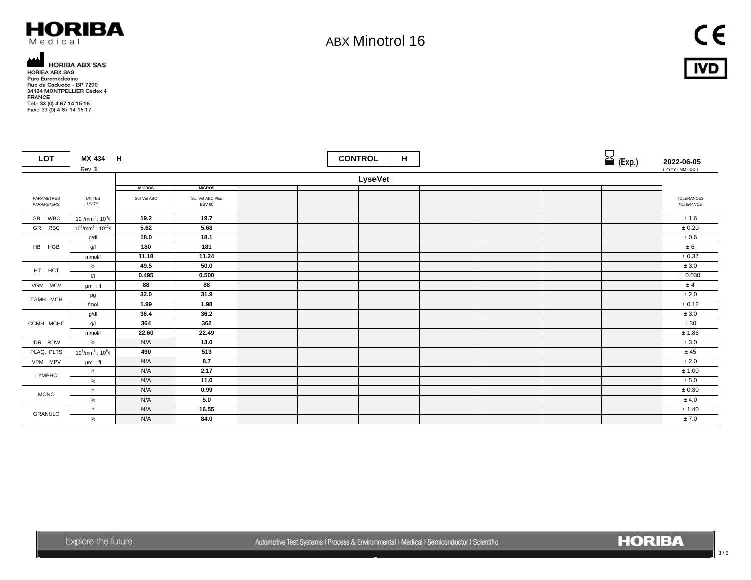**HORIBA** Medical

# ABX Minotrol 16

CE IVD

HORIBA ABX SAS
HORIBA ABX SAS
Parc Euromédecine
Rue du Caducée - BP 7290
34184 MONTPELLIER Cedex 4
FRANCE
Tél.: 33 (0) 4 67 14 15 16
Fax.: 33 (0) 4 67 14 15 17

**LOT** **MX 434 H** Rev **1**

**CONTROL** **H**

(Exp.) **2022-06-05** ( YYYY - MM - DD )

| | | LyseVet | | | | | | | | | |
|---|---|---|---|---|---|---|---|---|---|---|---|
| | | MICROS | MICROS | | | | | | | | |
| PARAMETRES *PARAMETERS* | UNITES *UNITS* | Scil Vet ABC | Scil Vet ABC Plus ESV 60 | | | | | | | | TOLERANCES *TOLERANCE* |
| GB WBC | $10^3/mm^3$ ; $10^9/l$ | **19.2** | **19.7** | | | | | | | | ± 1.6 |
| GR RBC | $10^6/mm^3$ ; $10^{12}/l$ | **5.62** | **5.68** | | | | | | | | ± 0.20 |
| HB HGB | g/dl | **18.0** | **18.1** | | | | | | | | ± 0.6 |
| | g/l | **180** | **181** | | | | | | | | ± 6 |
| | mmol/l | **11.18** | **11.24** | | | | | | | | ± 0.37 |
| HT HCT | % | **49.5** | **50.0** | | | | | | | | ± 3.0 |
| | l/l | **0.495** | **0.500** | | | | | | | | ± 0.030 |
| VGM MCV | $\mu m^3$ ; fl | **88** | **88** | | | | | | | | ± 4 |
| TGMH MCH | pg | **32.0** | **31.9** | | | | | | | | ± 2.0 |
| | fmol | **1.99** | **1.98** | | | | | | | | ± 0.12 |
| CCMH MCHC | g/dl | **36.4** | **36.2** | | | | | | | | ± 3.0 |
| | g/l | **364** | **362** | | | | | | | | ± 30 |
| | mmol/l | **22.60** | **22.49** | | | | | | | | ± 1.86 |
| IDR RDW | % | N/A | **13.0** | | | | | | | | ± 3.0 |
| PLAQ. PLTS | $10^3/mm^3$ ; $10^9/l$ | **490** | **513** | | | | | | | | ± 45 |
| VPM MPV | $\mu m^3$ ; fl | N/A | **8.7** | | | | | | | | ± 2.0 |
| LYMPHO | # | N/A | **2.17** | | | | | | | | ± 1.00 |
| | % | N/A | **11.0** | | | | | | | | ± 5.0 |
| MONO | # | N/A | **0.99** | | | | | | | | ± 0.80 |
| | % | N/A | **5.0** | | | | | | | | ± 4.0 |
| GRANULO | # | N/A | **16.55** | | | | | | | | ± 1.40 |
| | % | N/A | **84.0** | | | | | | | | ± 7.0 |

Explore the future Automotive Test Systems I Process & Environmental I Medical I Semiconductor I Scientific HORIBA